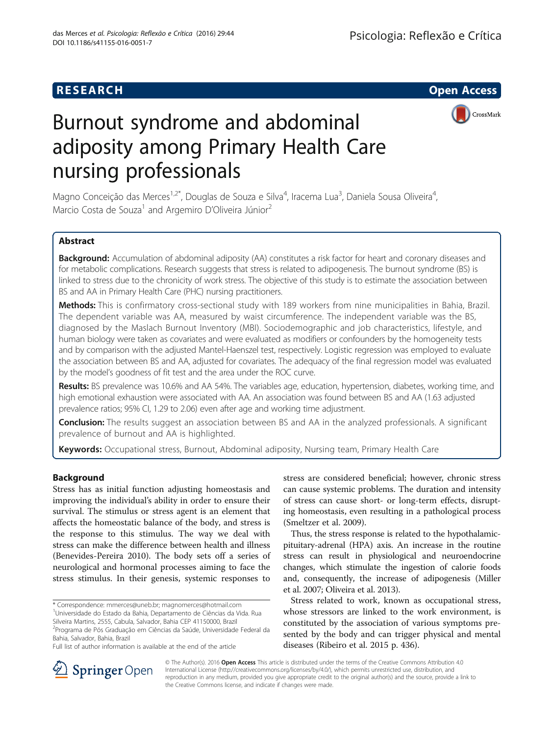RESEARCH Open Access

# Burnout syndrome and abdominal adiposity among Primary Health Care nursing professionals

Magno Conceição das Merces[1,2*], Douglas de Souza e Silva[4], Iracema Lua[3], Daniela Sousa Oliveira[4], Marcio Costa de Souza[1] and Argemiro D'Oliveira Júnior[2]

## Abstract

**Background:** Accumulation of abdominal adiposity (AA) constitutes a risk factor for heart and coronary diseases and for metabolic complications. Research suggests that stress is related to adipogenesis. The burnout syndrome (BS) is linked to stress due to the chronicity of work stress. The objective of this study is to estimate the association between BS and AA in Primary Health Care (PHC) nursing practitioners.

**Methods:** This is confirmatory cross-sectional study with 189 workers from nine municipalities in Bahia, Brazil. The dependent variable was AA, measured by waist circumference. The independent variable was the BS, diagnosed by the Maslach Burnout Inventory (MBI). Sociodemographic and job characteristics, lifestyle, and human biology were taken as covariates and were evaluated as modifiers or confounders by the homogeneity tests and by comparison with the adjusted Mantel-Haenszel test, respectively. Logistic regression was employed to evaluate the association between BS and AA, adjusted for covariates. The adequacy of the final regression model was evaluated by the model's goodness of fit test and the area under the ROC curve.

**Results:** BS prevalence was 10.6% and AA 54%. The variables age, education, hypertension, diabetes, working time, and high emotional exhaustion were associated with AA. An association was found between BS and AA (1.63 adjusted prevalence ratios; 95% CI, 1.29 to 2.06) even after age and working time adjustment.

**Conclusion:** The results suggest an association between BS and AA in the analyzed professionals. A significant prevalence of burnout and AA is highlighted.

**Keywords:** Occupational stress, Burnout, Abdominal adiposity, Nursing team, Primary Health Care

## Background

Stress has as initial function adjusting homeostasis and improving the individual's ability in order to ensure their survival. The stimulus or stress agent is an element that affects the homeostatic balance of the body, and stress is the response to this stimulus. The way we deal with stress can make the difference between health and illness (Benevides-Pereira 2010). The body sets off a series of neurological and hormonal processes aiming to face the stress stimulus. In their genesis, systemic responses to stress are considered beneficial; however, chronic stress can cause systemic problems. The duration and intensity of stress can cause short- or long-term effects, disrupting homeostasis, even resulting in a pathological process (Smeltzer et al. 2009).

Thus, the stress response is related to the hypothalamic-pituitary-adrenal (HPA) axis. An increase in the routine stress can result in physiological and neuroendocrine changes, which stimulate the ingestion of calorie foods and, consequently, the increase of adipogenesis (Miller et al. 2007; Oliveira et al. 2013).

Stress related to work, known as occupational stress, whose stressors are linked to the work environment, is constituted by the association of various symptoms presented by the body and can trigger physical and mental diseases (Ribeiro et al. 2015 p. 436).

\* Correspondence: mmerces@uneb.br; magnomerces@hotmail.com
[1]Universidade do Estado da Bahia, Departamento de Ciências da Vida. Rua Silveira Martins, 2555, Cabula, Salvador, Bahia CEP 41150000, Brazil
[2]Programa de Pós Graduação em Ciências da Saúde, Universidade Federal da Bahia, Salvador, Bahia, Brazil
Full list of author information is available at the end of the article

© The Author(s). 2016 **Open Access** This article is distributed under the terms of the Creative Commons Attribution 4.0 International License (http://creativecommons.org/licenses/by/4.0/), which permits unrestricted use, distribution, and reproduction in any medium, provided you give appropriate credit to the original author(s) and the source, provide a link to the Creative Commons license, and indicate if changes were made.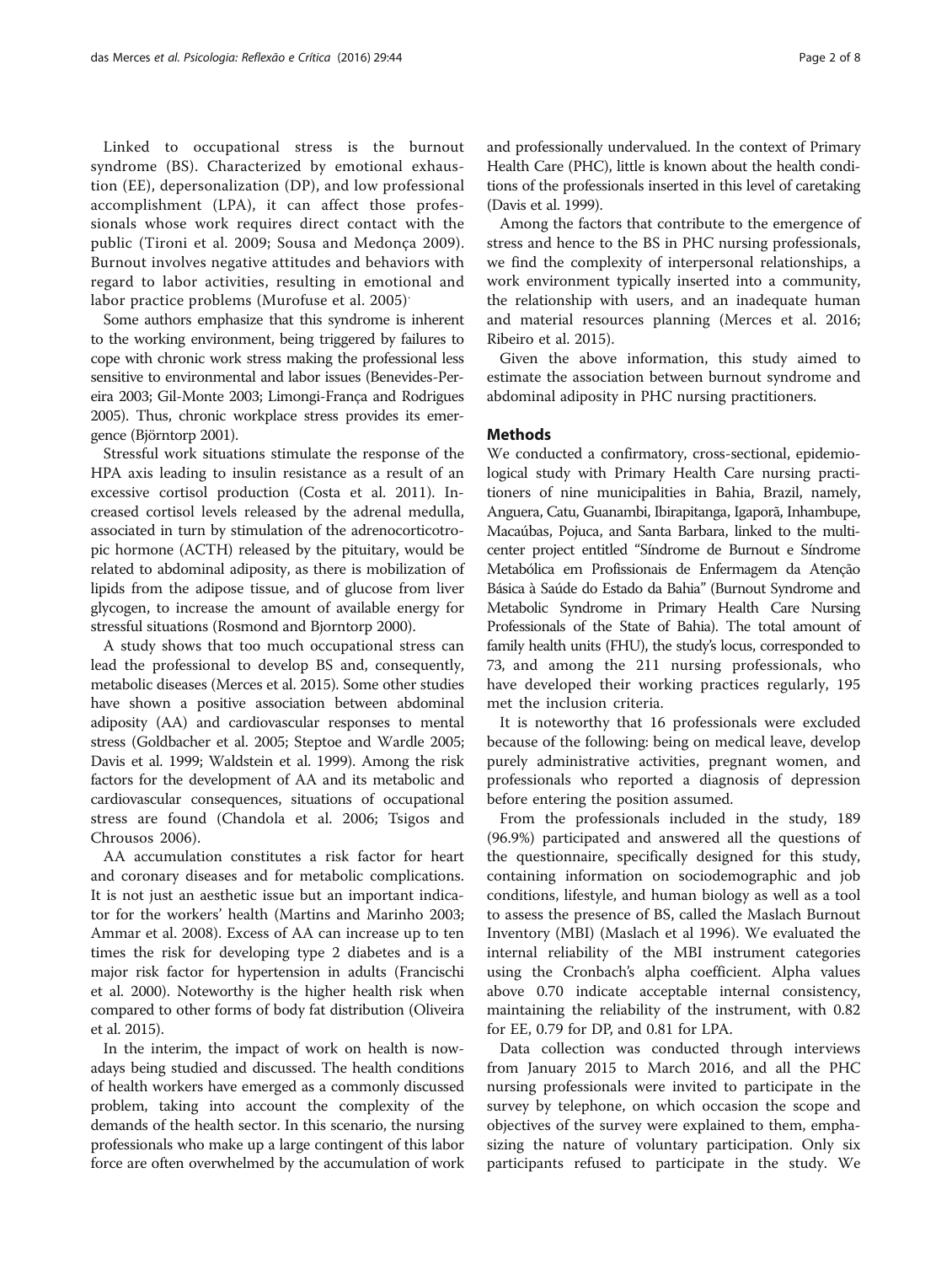Linked to occupational stress is the burnout syndrome (BS). Characterized by emotional exhaustion (EE), depersonalization (DP), and low professional accomplishment (LPA), it can affect those professionals whose work requires direct contact with the public (Tironi et al. 2009; Sousa and Medonça 2009). Burnout involves negative attitudes and behaviors with regard to labor activities, resulting in emotional and labor practice problems (Murofuse et al. 2005).

Some authors emphasize that this syndrome is inherent to the working environment, being triggered by failures to cope with chronic work stress making the professional less sensitive to environmental and labor issues (Benevides-Pereira 2003; Gil-Monte 2003; Limongi-França and Rodrigues 2005). Thus, chronic workplace stress provides its emergence (Björntorp 2001).

Stressful work situations stimulate the response of the HPA axis leading to insulin resistance as a result of an excessive cortisol production (Costa et al. 2011). Increased cortisol levels released by the adrenal medulla, associated in turn by stimulation of the adrenocorticotropic hormone (ACTH) released by the pituitary, would be related to abdominal adiposity, as there is mobilization of lipids from the adipose tissue, and of glucose from liver glycogen, to increase the amount of available energy for stressful situations (Rosmond and Bjorntorp 2000).

A study shows that too much occupational stress can lead the professional to develop BS and, consequently, metabolic diseases (Merces et al. 2015). Some other studies have shown a positive association between abdominal adiposity (AA) and cardiovascular responses to mental stress (Goldbacher et al. 2005; Steptoe and Wardle 2005; Davis et al. 1999; Waldstein et al. 1999). Among the risk factors for the development of AA and its metabolic and cardiovascular consequences, situations of occupational stress are found (Chandola et al. 2006; Tsigos and Chrousos 2006).

AA accumulation constitutes a risk factor for heart and coronary diseases and for metabolic complications. It is not just an aesthetic issue but an important indicator for the workers' health (Martins and Marinho 2003; Ammar et al. 2008). Excess of AA can increase up to ten times the risk for developing type 2 diabetes and is a major risk factor for hypertension in adults (Francischi et al. 2000). Noteworthy is the higher health risk when compared to other forms of body fat distribution (Oliveira et al. 2015).

In the interim, the impact of work on health is nowadays being studied and discussed. The health conditions of health workers have emerged as a commonly discussed problem, taking into account the complexity of the demands of the health sector. In this scenario, the nursing professionals who make up a large contingent of this labor force are often overwhelmed by the accumulation of work and professionally undervalued. In the context of Primary Health Care (PHC), little is known about the health conditions of the professionals inserted in this level of caretaking (Davis et al. 1999).

Among the factors that contribute to the emergence of stress and hence to the BS in PHC nursing professionals, we find the complexity of interpersonal relationships, a work environment typically inserted into a community, the relationship with users, and an inadequate human and material resources planning (Merces et al. 2016; Ribeiro et al. 2015).

Given the above information, this study aimed to estimate the association between burnout syndrome and abdominal adiposity in PHC nursing practitioners.

## Methods

We conducted a confirmatory, cross-sectional, epidemiological study with Primary Health Care nursing practitioners of nine municipalities in Bahia, Brazil, namely, Anguera, Catu, Guanambi, Ibirapitanga, Igaporã, Inhambupe, Macaúbas, Pojuca, and Santa Barbara, linked to the multicenter project entitled "Síndrome de Burnout e Síndrome Metabólica em Profissionais de Enfermagem da Atenção Básica à Saúde do Estado da Bahia" (Burnout Syndrome and Metabolic Syndrome in Primary Health Care Nursing Professionals of the State of Bahia). The total amount of family health units (FHU), the study's locus, corresponded to 73, and among the 211 nursing professionals, who have developed their working practices regularly, 195 met the inclusion criteria.

It is noteworthy that 16 professionals were excluded because of the following: being on medical leave, develop purely administrative activities, pregnant women, and professionals who reported a diagnosis of depression before entering the position assumed.

From the professionals included in the study, 189 (96.9%) participated and answered all the questions of the questionnaire, specifically designed for this study, containing information on sociodemographic and job conditions, lifestyle, and human biology as well as a tool to assess the presence of BS, called the Maslach Burnout Inventory (MBI) (Maslach et al 1996). We evaluated the internal reliability of the MBI instrument categories using the Cronbach's alpha coefficient. Alpha values above 0.70 indicate acceptable internal consistency, maintaining the reliability of the instrument, with 0.82 for EE, 0.79 for DP, and 0.81 for LPA.

Data collection was conducted through interviews from January 2015 to March 2016, and all the PHC nursing professionals were invited to participate in the survey by telephone, on which occasion the scope and objectives of the survey were explained to them, emphasizing the nature of voluntary participation. Only six participants refused to participate in the study. We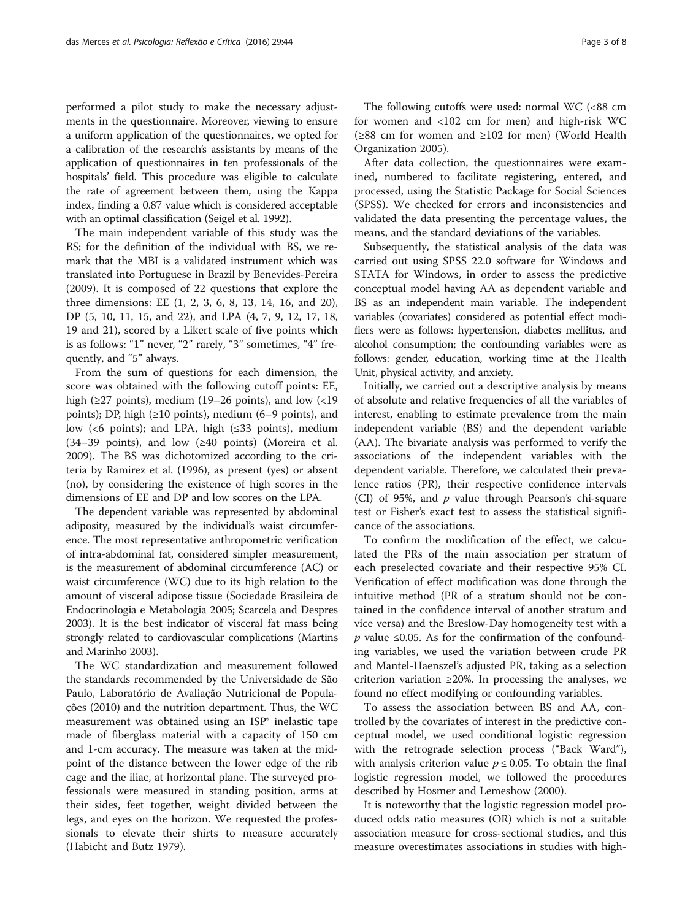performed a pilot study to make the necessary adjustments in the questionnaire. Moreover, viewing to ensure a uniform application of the questionnaires, we opted for a calibration of the research's assistants by means of the application of questionnaires in ten professionals of the hospitals' field. This procedure was eligible to calculate the rate of agreement between them, using the Kappa index, finding a 0.87 value which is considered acceptable with an optimal classification (Seigel et al. 1992).

The main independent variable of this study was the BS; for the definition of the individual with BS, we remark that the MBI is a validated instrument which was translated into Portuguese in Brazil by Benevides-Pereira (2009). It is composed of 22 questions that explore the three dimensions: EE (1, 2, 3, 6, 8, 13, 14, 16, and 20), DP (5, 10, 11, 15, and 22), and LPA (4, 7, 9, 12, 17, 18, 19 and 21), scored by a Likert scale of five points which is as follows: "1" never, "2" rarely, "3" sometimes, "4" frequently, and "5" always.

From the sum of questions for each dimension, the score was obtained with the following cutoff points: EE, high (≥27 points), medium (19–26 points), and low (<19 points); DP, high (≥10 points), medium (6–9 points), and low (<6 points); and LPA, high (≤33 points), medium (34–39 points), and low (≥40 points) (Moreira et al. 2009). The BS was dichotomized according to the criteria by Ramirez et al. (1996), as present (yes) or absent (no), by considering the existence of high scores in the dimensions of EE and DP and low scores on the LPA.

The dependent variable was represented by abdominal adiposity, measured by the individual's waist circumference. The most representative anthropometric verification of intra-abdominal fat, considered simpler measurement, is the measurement of abdominal circumference (AC) or waist circumference (WC) due to its high relation to the amount of visceral adipose tissue (Sociedade Brasileira de Endocrinologia e Metabologia 2005; Scarcela and Despres 2003). It is the best indicator of visceral fat mass being strongly related to cardiovascular complications (Martins and Marinho 2003).

The WC standardization and measurement followed the standards recommended by the Universidade de São Paulo, Laboratório de Avaliação Nutricional de Populações (2010) and the nutrition department. Thus, the WC measurement was obtained using an ISP® inelastic tape made of fiberglass material with a capacity of 150 cm and 1-cm accuracy. The measure was taken at the midpoint of the distance between the lower edge of the rib cage and the iliac, at horizontal plane. The surveyed professionals were measured in standing position, arms at their sides, feet together, weight divided between the legs, and eyes on the horizon. We requested the professionals to elevate their shirts to measure accurately (Habicht and Butz 1979).

The following cutoffs were used: normal WC (<88 cm for women and <102 cm for men) and high-risk WC (≥88 cm for women and ≥102 for men) (World Health Organization 2005).

After data collection, the questionnaires were examined, numbered to facilitate registering, entered, and processed, using the Statistic Package for Social Sciences (SPSS). We checked for errors and inconsistencies and validated the data presenting the percentage values, the means, and the standard deviations of the variables.

Subsequently, the statistical analysis of the data was carried out using SPSS 22.0 software for Windows and STATA for Windows, in order to assess the predictive conceptual model having AA as dependent variable and BS as an independent main variable. The independent variables (covariates) considered as potential effect modifiers were as follows: hypertension, diabetes mellitus, and alcohol consumption; the confounding variables were as follows: gender, education, working time at the Health Unit, physical activity, and anxiety.

Initially, we carried out a descriptive analysis by means of absolute and relative frequencies of all the variables of interest, enabling to estimate prevalence from the main independent variable (BS) and the dependent variable (AA). The bivariate analysis was performed to verify the associations of the independent variables with the dependent variable. Therefore, we calculated their prevalence ratios (PR), their respective confidence intervals (CI) of 95%, and *p* value through Pearson's chi-square test or Fisher's exact test to assess the statistical significance of the associations.

To confirm the modification of the effect, we calculated the PRs of the main association per stratum of each preselected covariate and their respective 95% CI. Verification of effect modification was done through the intuitive method (PR of a stratum should not be contained in the confidence interval of another stratum and vice versa) and the Breslow-Day homogeneity test with a $p$ value ≤0.05. As for the confirmation of the confounding variables, we used the variation between crude PR and Mantel-Haenszel's adjusted PR, taking as a selection criterion variation ≥20%. In processing the analyses, we found no effect modifying or confounding variables.

To assess the association between BS and AA, controlled by the covariates of interest in the predictive conceptual model, we used conditional logistic regression with the retrograde selection process ("Back Ward"), with analysis criterion value $p \leq 0.05$. To obtain the final logistic regression model, we followed the procedures described by Hosmer and Lemeshow (2000).

It is noteworthy that the logistic regression model produced odds ratio measures (OR) which is not a suitable association measure for cross-sectional studies, and this measure overestimates associations in studies with high-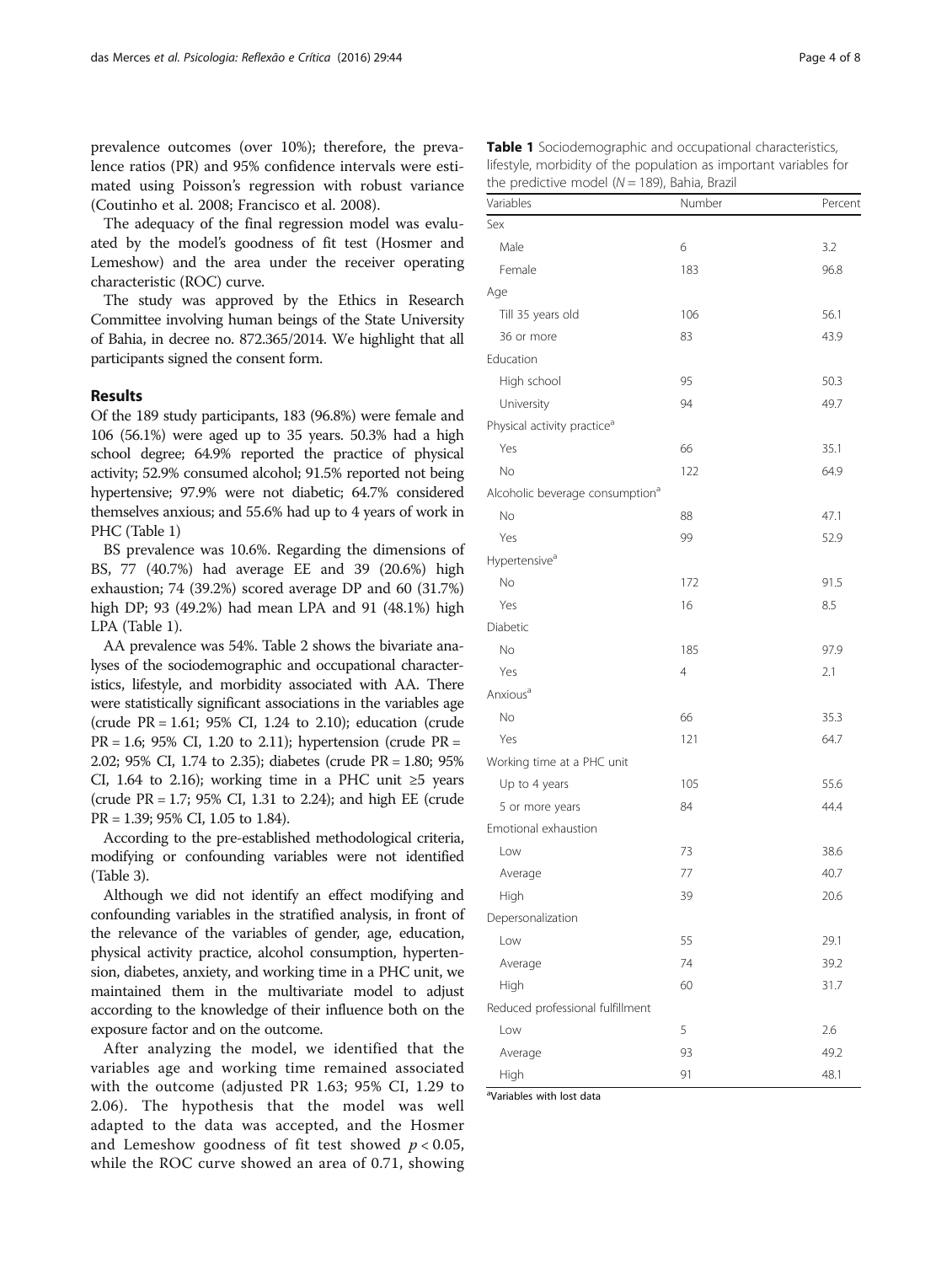prevalence outcomes (over 10%); therefore, the prevalence ratios (PR) and 95% confidence intervals were estimated using Poisson's regression with robust variance (Coutinho et al. 2008; Francisco et al. 2008).

The adequacy of the final regression model was evaluated by the model's goodness of fit test (Hosmer and Lemeshow) and the area under the receiver operating characteristic (ROC) curve.

The study was approved by the Ethics in Research Committee involving human beings of the State University of Bahia, in decree no. 872.365/2014. We highlight that all participants signed the consent form.

## Results

Of the 189 study participants, 183 (96.8%) were female and 106 (56.1%) were aged up to 35 years. 50.3% had a high school degree; 64.9% reported the practice of physical activity; 52.9% consumed alcohol; 91.5% reported not being hypertensive; 97.9% were not diabetic; 64.7% considered themselves anxious; and 55.6% had up to 4 years of work in PHC (Table 1)

BS prevalence was 10.6%. Regarding the dimensions of BS, 77 (40.7%) had average EE and 39 (20.6%) high exhaustion; 74 (39.2%) scored average DP and 60 (31.7%) high DP; 93 (49.2%) had mean LPA and 91 (48.1%) high LPA (Table 1).

AA prevalence was 54%. Table 2 shows the bivariate analyses of the sociodemographic and occupational characteristics, lifestyle, and morbidity associated with AA. There were statistically significant associations in the variables age (crude PR = 1.61; 95% CI, 1.24 to 2.10); education (crude PR = 1.6; 95% CI, 1.20 to 2.11); hypertension (crude PR = 2.02; 95% CI, 1.74 to 2.35); diabetes (crude PR = 1.80; 95% CI, 1.64 to 2.16); working time in a PHC unit ≥5 years (crude PR = 1.7; 95% CI, 1.31 to 2.24); and high EE (crude PR = 1.39; 95% CI, 1.05 to 1.84).

According to the pre-established methodological criteria, modifying or confounding variables were not identified (Table 3).

Although we did not identify an effect modifying and confounding variables in the stratified analysis, in front of the relevance of the variables of gender, age, education, physical activity practice, alcohol consumption, hypertension, diabetes, anxiety, and working time in a PHC unit, we maintained them in the multivariate model to adjust according to the knowledge of their influence both on the exposure factor and on the outcome.

After analyzing the model, we identified that the variables age and working time remained associated with the outcome (adjusted PR 1.63; 95% CI, 1.29 to 2.06). The hypothesis that the model was well adapted to the data was accepted, and the Hosmer and Lemeshow goodness of fit test showed $p < 0.05$, while the ROC curve showed an area of 0.71, showing

**Table 1** Sociodemographic and occupational characteristics, lifestyle, morbidity of the population as important variables for the predictive model ($N = 189$), Bahia, Brazil

| Variables | Number | Percent |
|---|---|---|
| Sex | | |
| Male | 6 | 3.2 |
| Female | 183 | 96.8 |
| Age | | |
| Till 35 years old | 106 | 56.1 |
| 36 or more | 83 | 43.9 |
| Education | | |
| High school | 95 | 50.3 |
| University | 94 | 49.7 |
| Physical activity practice[a] | | |
| Yes | 66 | 35.1 |
| No | 122 | 64.9 |
| Alcoholic beverage consumption[a] | | |
| No | 88 | 47.1 |
| Yes | 99 | 52.9 |
| Hypertensive[a] | | |
| No | 172 | 91.5 |
| Yes | 16 | 8.5 |
| Diabetic | | |
| No | 185 | 97.9 |
| Yes | 4 | 2.1 |
| Anxious[a] | | |
| No | 66 | 35.3 |
| Yes | 121 | 64.7 |
| Working time at a PHC unit | | |
| Up to 4 years | 105 | 55.6 |
| 5 or more years | 84 | 44.4 |
| Emotional exhaustion | | |
| Low | 73 | 38.6 |
| Average | 77 | 40.7 |
| High | 39 | 20.6 |
| Depersonalization | | |
| Low | 55 | 29.1 |
| Average | 74 | 39.2 |
| High | 60 | 31.7 |
| Reduced professional fulfillment | | |
| Low | 5 | 2.6 |
| Average | 93 | 49.2 |
| High | 91 | 48.1 |

[a]Variables with lost data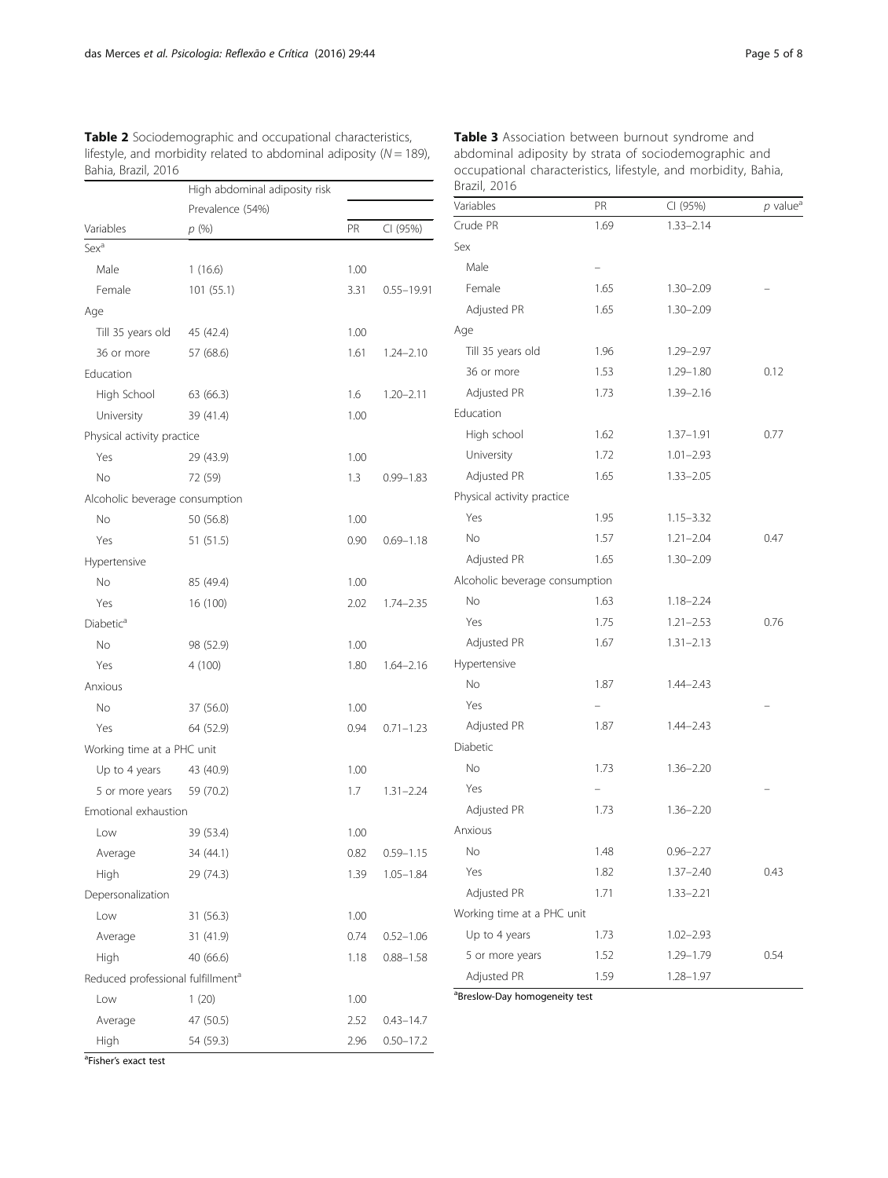**Table 2** Sociodemographic and occupational characteristics, lifestyle, and morbidity related to abdominal adiposity ($N = 189$), Bahia, Brazil, 2016

| Variables | High abdominal adiposity risk Prevalence (54%) *p* (%) | PR | CI (95%) |
|---|---|---|---|
| Sex[a] | | | |
| Male | 1 (16.6) | 1.00 | |
| Female | 101 (55.1) | 3.31 | 0.55–19.91 |
| Age | | | |
| Till 35 years old | 45 (42.4) | 1.00 | |
| 36 or more | 57 (68.6) | 1.61 | 1.24–2.10 |
| Education | | | |
| High School | 63 (66.3) | 1.6 | 1.20–2.11 |
| University | 39 (41.4) | 1.00 | |
| Physical activity practice | | | |
| Yes | 29 (43.9) | 1.00 | |
| No | 72 (59) | 1.3 | 0.99–1.83 |
| Alcoholic beverage consumption | | | |
| No | 50 (56.8) | 1.00 | |
| Yes | 51 (51.5) | 0.90 | 0.69–1.18 |
| Hypertensive | | | |
| No | 85 (49.4) | 1.00 | |
| Yes | 16 (100) | 2.02 | 1.74–2.35 |
| Diabetic[a] | | | |
| No | 98 (52.9) | 1.00 | |
| Yes | 4 (100) | 1.80 | 1.64–2.16 |
| Anxious | | | |
| No | 37 (56.0) | 1.00 | |
| Yes | 64 (52.9) | 0.94 | 0.71–1.23 |
| Working time at a PHC unit | | | |
| Up to 4 years | 43 (40.9) | 1.00 | |
| 5 or more years | 59 (70.2) | 1.7 | 1.31–2.24 |
| Emotional exhaustion | | | |
| Low | 39 (53.4) | 1.00 | |
| Average | 34 (44.1) | 0.82 | 0.59–1.15 |
| High | 29 (74.3) | 1.39 | 1.05–1.84 |
| Depersonalization | | | |
| Low | 31 (56.3) | 1.00 | |
| Average | 31 (41.9) | 0.74 | 0.52–1.06 |
| High | 40 (66.6) | 1.18 | 0.88–1.58 |
| Reduced professional fulfillment[a] | | | |
| Low | 1 (20) | 1.00 | |
| Average | 47 (50.5) | 2.52 | 0.43–14.7 |
| High | 54 (59.3) | 2.96 | 0.50–17.2 |

[a]Fisher's exact test

**Table 3** Association between burnout syndrome and abdominal adiposity by strata of sociodemographic and occupational characteristics, lifestyle, and morbidity, Bahia, Brazil, 2016

| Variables | PR | CI (95%) | *p* value[a] |
|---|---|---|---|
| Crude PR | 1.69 | 1.33–2.14 | |
| Sex | | | |
| Male | – | | |
| Female | 1.65 | 1.30–2.09 | – |
| Adjusted PR | 1.65 | 1.30–2.09 | |
| Age | | | |
| Till 35 years old | 1.96 | 1.29–2.97 | |
| 36 or more | 1.53 | 1.29–1.80 | 0.12 |
| Adjusted PR | 1.73 | 1.39–2.16 | |
| Education | | | |
| High school | 1.62 | 1.37–1.91 | 0.77 |
| University | 1.72 | 1.01–2.93 | |
| Adjusted PR | 1.65 | 1.33–2.05 | |
| Physical activity practice | | | |
| Yes | 1.95 | 1.15–3.32 | |
| No | 1.57 | 1.21–2.04 | 0.47 |
| Adjusted PR | 1.65 | 1.30–2.09 | |
| Alcoholic beverage consumption | | | |
| No | 1.63 | 1.18–2.24 | |
| Yes | 1.75 | 1.21–2.53 | 0.76 |
| Adjusted PR | 1.67 | 1.31–2.13 | |
| Hypertensive | | | |
| No | 1.87 | 1.44–2.43 | |
| Yes | – | | – |
| Adjusted PR | 1.87 | 1.44–2.43 | |
| Diabetic | | | |
| No | 1.73 | 1.36–2.20 | |
| Yes | – | | – |
| Adjusted PR | 1.73 | 1.36–2.20 | |
| Anxious | | | |
| No | 1.48 | 0.96–2.27 | |
| Yes | 1.82 | 1.37–2.40 | 0.43 |
| Adjusted PR | 1.71 | 1.33–2.21 | |
| Working time at a PHC unit | | | |
| Up to 4 years | 1.73 | 1.02–2.93 | |
| 5 or more years | 1.52 | 1.29–1.79 | 0.54 |
| Adjusted PR | 1.59 | 1.28–1.97 | |

[a]Breslow-Day homogeneity test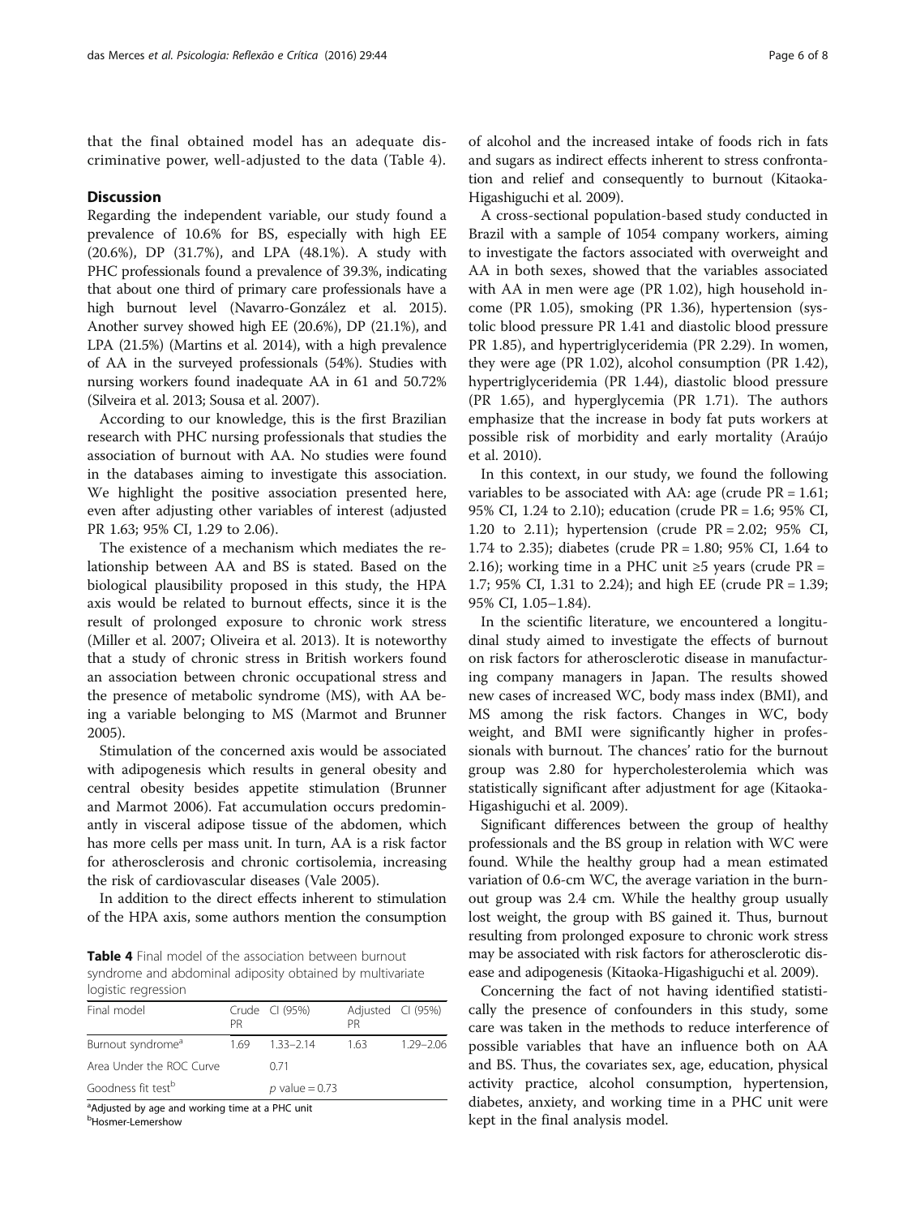that the final obtained model has an adequate discriminative power, well-adjusted to the data (Table 4).

## Discussion

Regarding the independent variable, our study found a prevalence of 10.6% for BS, especially with high EE (20.6%), DP (31.7%), and LPA (48.1%). A study with PHC professionals found a prevalence of 39.3%, indicating that about one third of primary care professionals have a high burnout level (Navarro-González et al. 2015). Another survey showed high EE (20.6%), DP (21.1%), and LPA (21.5%) (Martins et al. 2014), with a high prevalence of AA in the surveyed professionals (54%). Studies with nursing workers found inadequate AA in 61 and 50.72% (Silveira et al. 2013; Sousa et al. 2007).

According to our knowledge, this is the first Brazilian research with PHC nursing professionals that studies the association of burnout with AA. No studies were found in the databases aiming to investigate this association. We highlight the positive association presented here, even after adjusting other variables of interest (adjusted PR 1.63; 95% CI, 1.29 to 2.06).

The existence of a mechanism which mediates the relationship between AA and BS is stated. Based on the biological plausibility proposed in this study, the HPA axis would be related to burnout effects, since it is the result of prolonged exposure to chronic work stress (Miller et al. 2007; Oliveira et al. 2013). It is noteworthy that a study of chronic stress in British workers found an association between chronic occupational stress and the presence of metabolic syndrome (MS), with AA being a variable belonging to MS (Marmot and Brunner 2005).

Stimulation of the concerned axis would be associated with adipogenesis which results in general obesity and central obesity besides appetite stimulation (Brunner and Marmot 2006). Fat accumulation occurs predominantly in visceral adipose tissue of the abdomen, which has more cells per mass unit. In turn, AA is a risk factor for atherosclerosis and chronic cortisolemia, increasing the risk of cardiovascular diseases (Vale 2005).

In addition to the direct effects inherent to stimulation of the HPA axis, some authors mention the consumption of alcohol and the increased intake of foods rich in fats and sugars as indirect effects inherent to stress confrontation and relief and consequently to burnout (Kitaoka-Higashiguchi et al. 2009).

A cross-sectional population-based study conducted in Brazil with a sample of 1054 company workers, aiming to investigate the factors associated with overweight and AA in both sexes, showed that the variables associated with AA in men were age (PR 1.02), high household income (PR 1.05), smoking (PR 1.36), hypertension (systolic blood pressure PR 1.41 and diastolic blood pressure PR 1.85), and hypertriglyceridemia (PR 2.29). In women, they were age (PR 1.02), alcohol consumption (PR 1.42), hypertriglyceridemia (PR 1.44), diastolic blood pressure (PR 1.65), and hyperglycemia (PR 1.71). The authors emphasize that the increase in body fat puts workers at possible risk of morbidity and early mortality (Araújo et al. 2010).

In this context, in our study, we found the following variables to be associated with AA: age (crude PR = 1.61; 95% CI, 1.24 to 2.10); education (crude PR = 1.6; 95% CI, 1.20 to 2.11); hypertension (crude PR = 2.02; 95% CI, 1.74 to 2.35); diabetes (crude PR = 1.80; 95% CI, 1.64 to 2.16); working time in a PHC unit ≥5 years (crude PR = 1.7; 95% CI, 1.31 to 2.24); and high EE (crude PR = 1.39; 95% CI, 1.05–1.84).

In the scientific literature, we encountered a longitudinal study aimed to investigate the effects of burnout on risk factors for atherosclerotic disease in manufacturing company managers in Japan. The results showed new cases of increased WC, body mass index (BMI), and MS among the risk factors. Changes in WC, body weight, and BMI were significantly higher in professionals with burnout. The chances' ratio for the burnout group was 2.80 for hypercholesterolemia which was statistically significant after adjustment for age (Kitaoka-Higashiguchi et al. 2009).

Significant differences between the group of healthy professionals and the BS group in relation with WC were found. While the healthy group had a mean estimated variation of 0.6-cm WC, the average variation in the burnout group was 2.4 cm. While the healthy group usually lost weight, the group with BS gained it. Thus, burnout resulting from prolonged exposure to chronic work stress may be associated with risk factors for atherosclerotic disease and adipogenesis (Kitaoka-Higashiguchi et al. 2009).

Concerning the fact of not having identified statistically the presence of confounders in this study, some care was taken in the methods to reduce interference of possible variables that have an influence both on AA and BS. Thus, the covariates sex, age, education, physical activity practice, alcohol consumption, hypertension, diabetes, anxiety, and working time in a PHC unit were kept in the final analysis model.

**Table 4** Final model of the association between burnout syndrome and abdominal adiposity obtained by multivariate logistic regression

| Final model | Crude PR | CI (95%) | Adjusted PR | CI (95%) |
|---|---|---|---|---|
| Burnout syndrome[a] | 1.69 | 1.33–2.14 | 1.63 | 1.29–2.06 |
| Area Under the ROC Curve | | 0.71 | | |
| Goodness fit test[b] | | *p* value = 0.73 | | |

[a]Adjusted by age and working time at a PHC unit
[b]Hosmer-Lemershow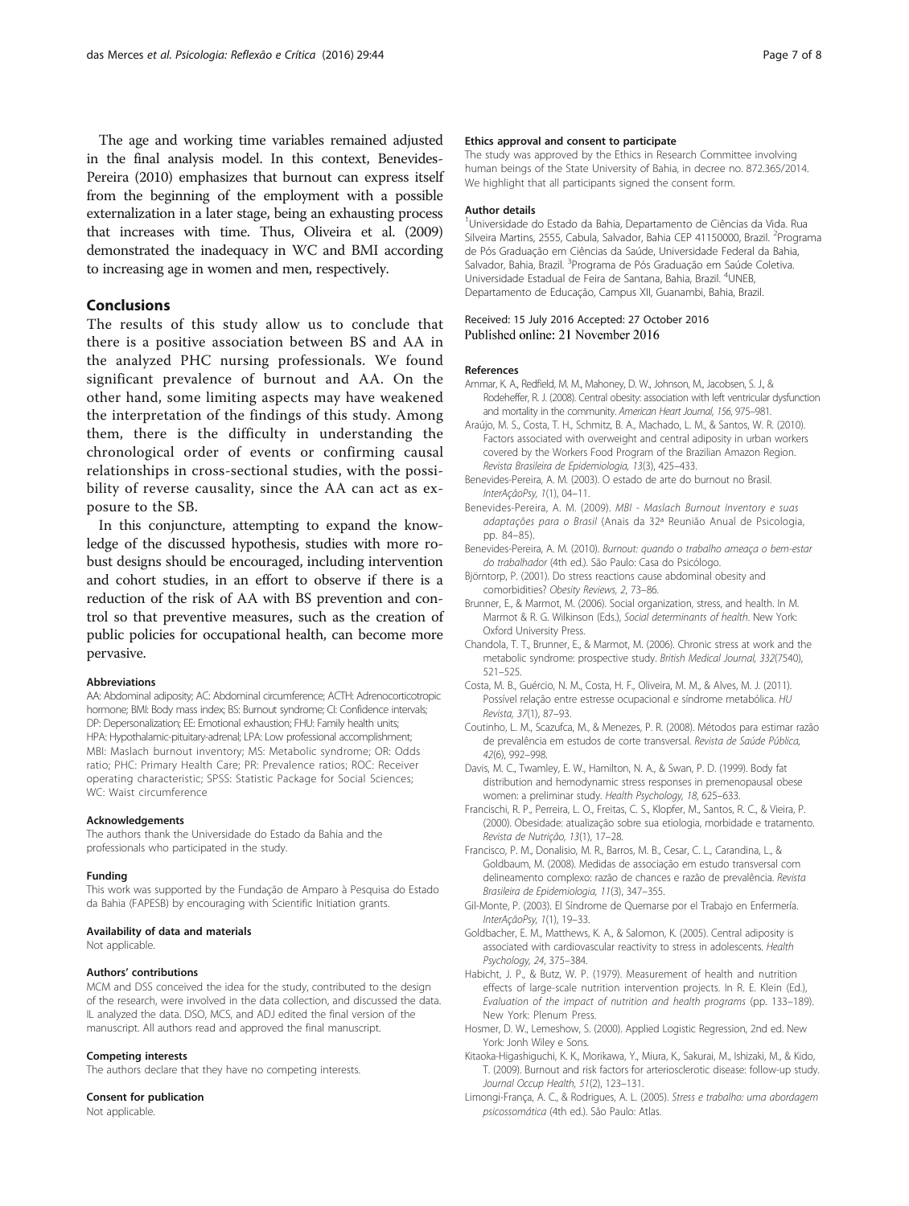The age and working time variables remained adjusted in the final analysis model. In this context, Benevides-Pereira (2010) emphasizes that burnout can express itself from the beginning of the employment with a possible externalization in a later stage, being an exhausting process that increases with time. Thus, Oliveira et al. (2009) demonstrated the inadequacy in WC and BMI according to increasing age in women and men, respectively.

## Conclusions

The results of this study allow us to conclude that there is a positive association between BS and AA in the analyzed PHC nursing professionals. We found significant prevalence of burnout and AA. On the other hand, some limiting aspects may have weakened the interpretation of the findings of this study. Among them, there is the difficulty in understanding the chronological order of events or confirming causal relationships in cross-sectional studies, with the possibility of reverse causality, since the AA can act as exposure to the SB.

In this conjuncture, attempting to expand the knowledge of the discussed hypothesis, studies with more robust designs should be encouraged, including intervention and cohort studies, in an effort to observe if there is a reduction of the risk of AA with BS prevention and control so that preventive measures, such as the creation of public policies for occupational health, can become more pervasive.

#### Abbreviations

AA: Abdominal adiposity; AC: Abdominal circumference; ACTH: Adrenocorticotropic hormone; BMI: Body mass index; BS: Burnout syndrome; CI: Confidence intervals; DP: Depersonalization; EE: Emotional exhaustion; FHU: Family health units; HPA: Hypothalamic-pituitary-adrenal; LPA: Low professional accomplishment; MBI: Maslach burnout inventory; MS: Metabolic syndrome; OR: Odds ratio; PHC: Primary Health Care; PR: Prevalence ratios; ROC: Receiver operating characteristic; SPSS: Statistic Package for Social Sciences; WC: Waist circumference

#### Acknowledgements

The authors thank the Universidade do Estado da Bahia and the professionals who participated in the study.

#### Funding

This work was supported by the Fundação de Amparo à Pesquisa do Estado da Bahia (FAPESB) by encouraging with Scientific Initiation grants.

#### Availability of data and materials

Not applicable.

#### Authors' contributions

MCM and DSS conceived the idea for the study, contributed to the design of the research, were involved in the data collection, and discussed the data. IL analyzed the data. DSO, MCS, and ADJ edited the final version of the manuscript. All authors read and approved the final manuscript.

#### Competing interests

The authors declare that they have no competing interests.

#### Consent for publication

Not applicable.

#### Ethics approval and consent to participate

The study was approved by the Ethics in Research Committee involving human beings of the State University of Bahia, in decree no. 872.365/2014. We highlight that all participants signed the consent form.

#### Author details

[1]Universidade do Estado da Bahia, Departamento de Ciências da Vida. Rua Silveira Martins, 2555, Cabula, Salvador, Bahia CEP 41150000, Brazil. [2]Programa de Pós Graduação em Ciências da Saúde, Universidade Federal da Bahia, Salvador, Bahia, Brazil. [3]Programa de Pós Graduação em Saúde Coletiva. Universidade Estadual de Feira de Santana, Bahia, Brazil. [4]UNEB, Departamento de Educação, Campus XII, Guanambi, Bahia, Brazil.

Received: 15 July 2016 Accepted: 27 October 2016
Published online: 21 November 2016

#### References

Ammar, K. A., Redfield, M. M., Mahoney, D. W., Johnson, M., Jacobsen, S. J., & Rodeheffer, R. J. (2008). Central obesity: association with left ventricular dysfunction and mortality in the community. *American Heart Journal, 156*, 975–981.

Araújo, M. S., Costa, T. H., Schmitz, B. A., Machado, L. M., & Santos, W. R. (2010). Factors associated with overweight and central adiposity in urban workers covered by the Workers Food Program of the Brazilian Amazon Region. *Revista Brasileira de Epidemiologia, 13*(3), 425–433.

Benevides-Pereira, A. M. (2003). O estado de arte do burnout no Brasil. *InterAçãoPsy, 1*(1), 04–11.

Benevides-Pereira, A. M. (2009). *MBI - Maslach Burnout Inventory e suas adaptações para o Brasil* (Anais da 32ª Reunião Anual de Psicologia, pp. 84–85).

Benevides-Pereira, A. M. (2010). *Burnout: quando o trabalho ameaça o bem-estar do trabalhador* (4th ed.). São Paulo: Casa do Psicólogo.

Björntorp, P. (2001). Do stress reactions cause abdominal obesity and comorbidities? *Obesity Reviews, 2*, 73–86.

Brunner, E., & Marmot, M. (2006). Social organization, stress, and health. In M. Marmot & R. G. Wilkinson (Eds.), *Social determinants of health*. New York: Oxford University Press.

Chandola, T. T., Brunner, E., & Marmot, M. (2006). Chronic stress at work and the metabolic syndrome: prospective study. *British Medical Journal, 332*(7540), 521–525.

Costa, M. B., Guércio, N. M., Costa, H. F., Oliveira, M. M., & Alves, M. J. (2011). Possível relação entre estresse ocupacional e síndrome metabólica. *HU Revista, 37*(1), 87–93.

Coutinho, L. M., Scazufca, M., & Menezes, P. R. (2008). Métodos para estimar razão de prevalência em estudos de corte transversal. *Revista de Saúde Pública, 42*(6), 992–998.

Davis, M. C., Twamley, E. W., Hamilton, N. A., & Swan, P. D. (1999). Body fat distribution and hemodynamic stress responses in premenopausal obese women: a preliminar study. *Health Psychology, 18*, 625–633.

Francischi, R. P., Perreira, L. O., Freitas, C. S., Klopfer, M., Santos, R. C., & Vieira, P. (2000). Obesidade: atualização sobre sua etiologia, morbidade e tratamento. *Revista de Nutrição, 13*(1), 17–28.

Francisco, P. M., Donalisio, M. R., Barros, M. B., Cesar, C. L., Carandina, L., & Goldbaum, M. (2008). Medidas de associação em estudo transversal com delineamento complexo: razão de chances e razão de prevalência. *Revista Brasileira de Epidemiologia, 11*(3), 347–355.

Gil-Monte, P. (2003). El Síndrome de Quemarse por el Trabajo en Enfermería. *InterAçãoPsy, 1*(1), 19–33.

Goldbacher, E. M., Matthews, K. A., & Salomon, K. (2005). Central adiposity is associated with cardiovascular reactivity to stress in adolescents. *Health Psychology, 24*, 375–384.

Habicht, J. P., & Butz, W. P. (1979). Measurement of health and nutrition effects of large-scale nutrition intervention projects. In R. E. Klein (Ed.), *Evaluation of the impact of nutrition and health programs* (pp. 133–189). New York: Plenum Press.

Hosmer, D. W., Lemeshow, S. (2000). Applied Logistic Regression, 2nd ed. New York: Jonh Wiley e Sons.

Kitaoka-Higashiguchi, K. K., Morikawa, Y., Miura, K., Sakurai, M., Ishizaki, M., & Kido, T. (2009). Burnout and risk factors for arteriosclerotic disease: follow-up study. *Journal Occup Health, 51*(2), 123–131.

Limongi-França, A. C., & Rodrigues, A. L. (2005). *Stress e trabalho: uma abordagem psicossomática* (4th ed.). São Paulo: Atlas.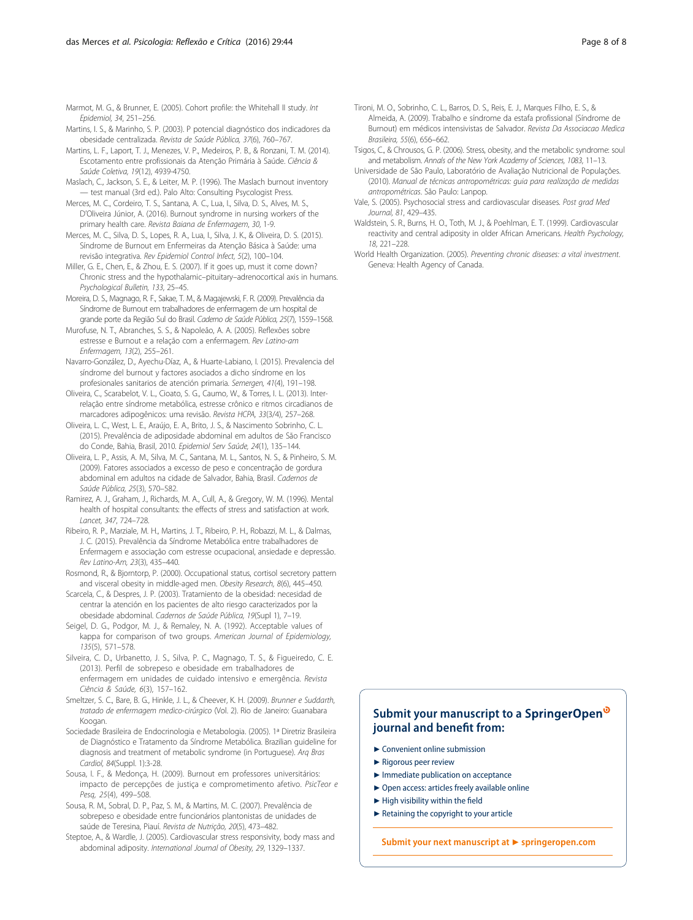Marmot, M. G., & Brunner, E. (2005). Cohort profile: the Whitehall II study. *Int Epidemiol, 34*, 251–256.

Martins, I. S., & Marinho, S. P. (2003). P potencial diagnóstico dos indicadores da obesidade centralizada. *Revista de Saúde Pública, 37*(6), 760–767.

Martins, L. F., Laport, T. J., Menezes, V. P., Medeiros, P. B., & Ronzani, T. M. (2014). Escotamento entre profissionais da Atenção Primária à Saúde. *Ciência & Saúde Coletiva, 19*(12), 4939-4750.

Maslach, C., Jackson, S. E., & Leiter, M. P. (1996). The Maslach burnout inventory — test manual (3rd ed.). Palo Alto: Consulting Psycologist Press.

Merces, M. C., Cordeiro, T. S., Santana, A. C., Lua, I., Silva, D. S., Alves, M. S., D'Oliveira Júnior, A. (2016). Burnout syndrome in nursing workers of the primary health care. *Revista Baiana de Enfermagem, 30*, 1-9.

Merces, M. C., Silva, D. S., Lopes, R. A., Lua, I., Silva, J. K., & Oliveira, D. S. (2015). Síndrome de Burnout em Enfermeiras da Atenção Básica à Saúde: uma revisão integrativa. *Rev Epidemiol Control Infect, 5*(2), 100–104.

Miller, G. E., Chen, E., & Zhou, E. S. (2007). If it goes up, must it come down? Chronic stress and the hypothalamic–pituitary–adrenocortical axis in humans. *Psychological Bulletin, 133*, 25–45.

Moreira, D. S., Magnago, R. F., Sakae, T. M., & Magajewski, F. R. (2009). Prevalência da Síndrome de Burnout em trabalhadores de enfermagem de um hospital de grande porte da Região Sul do Brasil. *Caderno de Saúde Pública, 25*(7), 1559–1568.

Murofuse, N. T., Abranches, S. S., & Napoleão, A. A. (2005). Reflexões sobre estresse e Burnout e a relação com a enfermagem. *Rev Latino-am Enfermagem, 13*(2), 255–261.

Navarro-González, D., Ayechu-Díaz, A., & Huarte-Labiano, I. (2015). Prevalencia del síndrome del burnout y factores asociados a dicho síndrome en los profesionales sanitarios de atención primaria. *Semergen, 41*(4), 191–198.

Oliveira, C., Scarabelot, V. L., Cioato, S. G., Caumo, W., & Torres, I. L. (2013). Inter-relação entre síndrome metabólica, estresse crônico e ritmos circadianos de marcadores adipogênicos: uma revisão. *Revista HCPA, 33*(3/4), 257–268.

Oliveira, L. C., West, L. E., Araújo, E. A., Brito, J. S., & Nascimento Sobrinho, C. L. (2015). Prevalência de adiposidade abdominal em adultos de São Francisco do Conde, Bahia, Brasil, 2010. *Epidemiol Serv Saúde, 24*(1), 135–144.

Oliveira, L. P., Assis, A. M., Silva, M. C., Santana, M. L., Santos, N. S., & Pinheiro, S. M. (2009). Fatores associados a excesso de peso e concentração de gordura abdominal em adultos na cidade de Salvador, Bahia, Brasil. *Cadernos de Saúde Pública, 25*(3), 570–582.

Ramirez, A. J., Graham, J., Richards, M. A., Cull, A., & Gregory, W. M. (1996). Mental health of hospital consultants: the effects of stress and satisfaction at work. *Lancet, 347*, 724–728.

Ribeiro, R. P., Marziale, M. H., Martins, J. T., Ribeiro, P. H., Robazzi, M. L., & Dalmas, J. C. (2015). Prevalência da Síndrome Metabólica entre trabalhadores de Enfermagem e associação com estresse ocupacional, ansiedade e depressão. *Rev Latino-Am, 23*(3), 435–440.

Rosmond, R., & Bjorntorp, P. (2000). Occupational status, cortisol secretory pattern and visceral obesity in middle-aged men. *Obesity Research, 8*(6), 445–450.

Scarcela, C., & Despres, J. P. (2003). Tratamiento de la obesidad: necesidad de centrar la atención en los pacientes de alto riesgo caracterizados por la obesidade abdominal. *Cadernos de Saúde Pública, 19*(Supl 1), 7–19.

Seigel, D. G., Podgor, M. J., & Remaley, N. A. (1992). Acceptable values of kappa for comparison of two groups. *American Journal of Epidemiology, 135*(5), 571–578.

Silveira, C. D., Urbanetto, J. S., Silva, P. C., Magnago, T. S., & Figueiredo, C. E. (2013). Perfil de sobrepeso e obesidade em trabalhadores de enfermagem em unidades de cuidado intensivo e emergência. *Revista Ciência & Saúde, 6*(3), 157–162.

Smeltzer, S. C., Bare, B. G., Hinkle, J. L., & Cheever, K. H. (2009). *Brunner e Suddarth, tratado de enfermagem medico-cirúrgico* (Vol. 2). Rio de Janeiro: Guanabara Koogan.

Sociedade Brasileira de Endocrinologia e Metabologia. (2005). 1ª Diretriz Brasileira de Diagnóstico e Tratamento da Síndrome Metabólica. Brazilian guideline for diagnosis and treatment of metabolic syndrome (in Portuguese). *Arq Bras Cardiol, 84*(Suppl. 1):3-28.

Sousa, I. F., & Medonça, H. (2009). Burnout em professores universitários: impacto de percepções de justiça e comprometimento afetivo. *PsicTeor e Pesq, 25*(4), 499–508.

Sousa, R. M., Sobral, D. P., Paz, S. M., & Martins, M. C. (2007). Prevalência de sobrepeso e obesidade entre funcionários plantonistas de unidades de saúde de Teresina, Piauí. *Revista de Nutrição, 20*(5), 473–482.

Steptoe, A., & Wardle, J. (2005). Cardiovascular stress responsivity, body mass and abdominal adiposity. *International Journal of Obesity, 29*, 1329–1337.

Tironi, M. O., Sobrinho, C. L., Barros, D. S., Reis, E. J., Marques Filho, E. S., & Almeida, A. (2009). Trabalho e síndrome da estafa profissional (Síndrome de Burnout) em médicos intensivistas de Salvador. *Revista Da Associacao Medica Brasileira, 55*(6), 656–662.

Tsigos, C., & Chrousos, G. P. (2006). Stress, obesity, and the metabolic syndrome: soul and metabolism. *Annals of the New York Academy of Sciences, 1083*, 11–13.

Universidade de São Paulo, Laboratório de Avaliação Nutricional de Populações. (2010). *Manual de técnicas antropométricas: guia para realização de medidas antropométricas*. São Paulo: Lanpop.

Vale, S. (2005). Psychosocial stress and cardiovascular diseases. *Post grad Med Journal, 81*, 429–435.

Waldstein, S. R., Burns, H. O., Toth, M. J., & Poehlman, E. T. (1999). Cardiovascular reactivity and central adiposity in older African Americans. *Health Psychology, 18*, 221–228.

World Health Organization. (2005). *Preventing chronic diseases: a vital investment*. Geneva: Health Agency of Canada.

**Submit your manuscript to a SpringerOpen journal and benefit from:**

- ► Convenient online submission
- ► Rigorous peer review
- ► Immediate publication on acceptance
- ► Open access: articles freely available online
- ► High visibility within the field
- ► Retaining the copyright to your article

**Submit your next manuscript at ► springeropen.com**